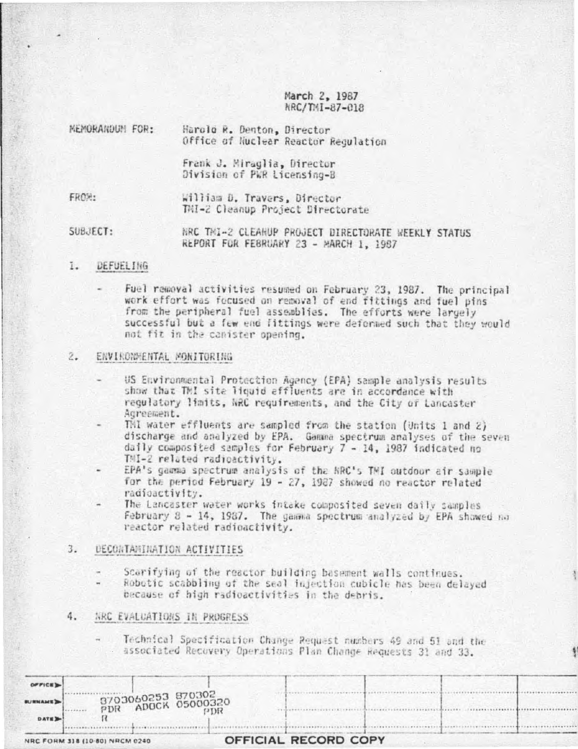March 2, 1987
NRC/TMI-87-018

MEMORANDUM FOR: Harold R. Denton, Director
Office of Nuclear Reactor Regulation

Frank J. Miraglia, Director
Division of PWR Licensing-B

FROM: William D. Travers, Director
TMI-2 Cleanup Project Directorate

SUBJECT: NRC TMI-2 CLEANUP PROJECT DIRECTORATE WEEKLY STATUS REPORT FOR FEBRUARY 23 - MARCH 1, 1987

1. DEFUELING

- Fuel removal activities resumed on February 23, 1987. The principal work effort was focused on removal of end fittings and fuel pins from the peripheral fuel assemblies. The efforts were largely successful but a few end fittings were deformed such that they would not fit in the canister opening.

2. ENVIRONMENTAL MONITORING

- US Environmental Protection Agency (EPA) sample analysis results show that TMI site liquid effluents are in accordance with regulatory limits, NRC requirements, and the City of Lancaster Agreement.
- TMI water effluents are sampled from the station (Units 1 and 2) discharge and analyzed by EPA. Gamma spectrum analyses of the seven daily composited samples for February 7 - 14, 1987 indicated no TMI-2 related radioactivity.
- EPA's gamma spectrum analysis of the NRC's TMI outdoor air sample for the period February 19 - 27, 1987 showed no reactor related radioactivity.
- The Lancaster water works intake composited seven daily samples February 8 - 14, 1987. The gamma spectrum analyzed by EPA showed no reactor related radioactivity.

3. DECONTAMINATION ACTIVITIES

- Scarifying of the reactor building basement walls continues.
- Robotic scabbling of the seal injection cubicle has been delayed because of high radioactivities in the debris.

4. NRC EVALUATIONS IN PROGRESS

- Technical Specification Change Request numbers 49 and 51 and the associated Recovery Operations Plan Change Requests 31 and 33.

8703060253 870302
PDR ADOCK 05000320
R PDR

NRC FORM 318 (10-80) NRCM 0240

OFFICIAL RECORD COPY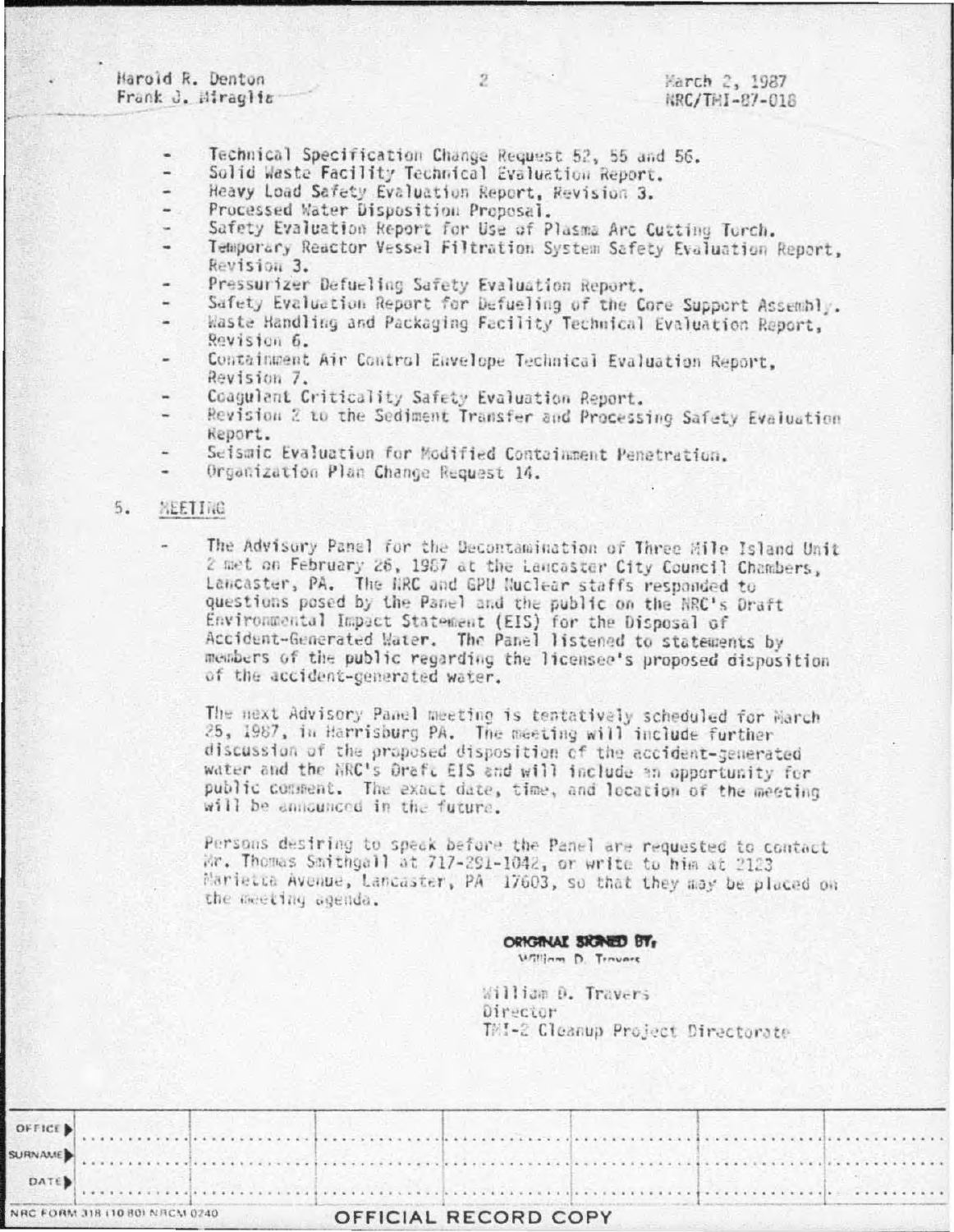- Technical Specification Change Request 52, 55 and 56.
- Solid Waste Facility Technical Evaluation Report.
- Heavy Load Safety Evaluation Report, Revision 3.
- Processed Water Disposition Proposal.
- Safety Evaluation Report for Use of Plasma Arc Cutting Torch.
- Temporary Reactor Vessel Filtration System Safety Evaluation Report, Revision 3.
- Pressurizer Defueling Safety Evaluation Report.
- Safety Evaluation Report for Defueling of the Core Support Assembly.
- Waste Handling and Packaging Facility Technical Evaluation Report, Revision 6.
- Containment Air Control Envelope Technical Evaluation Report, Revision 7.
- Coagulant Criticality Safety Evaluation Report.
- Revision 2 to the Sediment Transfer and Processing Safety Evaluation Report.
- Seismic Evaluation for Modified Containment Penetration.
- Organization Plan Change Request 14.

5. MEETING

- The Advisory Panel for the Decontamination of Three Mile Island Unit 2 met on February 26, 1987 at the Lancaster City Council Chambers, Lancaster, PA. The NRC and GPU Nuclear staffs responded to questions posed by the Panel and the public on the NRC's Draft Environmental Impact Statement (EIS) for the Disposal of Accident-Generated Water. The Panel listened to statements by members of the public regarding the licensee's proposed disposition of the accident-generated water.

  The next Advisory Panel meeting is tentatively scheduled for March 25, 1987, in Harrisburg PA. The meeting will include further discussion of the proposed disposition of the accident-generated water and the NRC's Draft EIS and will include an opportunity for public comment. The exact date, time, and location of the meeting will be announced in the future.

  Persons desiring to speak before the Panel are requested to contact Mr. Thomas Smithgall at 717-291-1042, or write to him at 2123 Marietta Avenue, Lancaster, PA 17603, so that they may be placed on the meeting agenda.

ORIGINAL SIGNED BY:
William D. Travers

William D. Travers
Director
TMI-2 Cleanup Project Directorate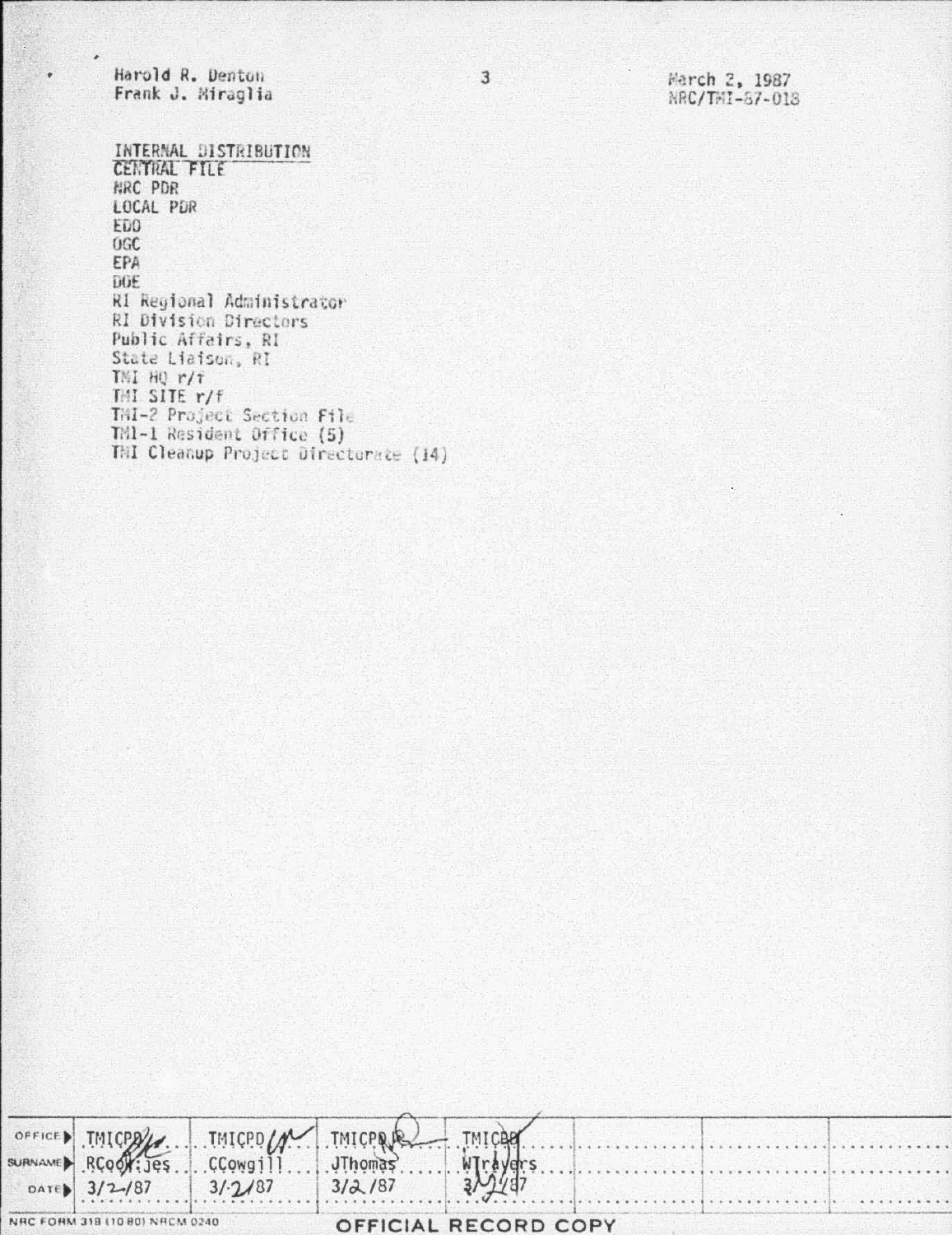Harold R. Denton
Frank J. Miraglia

March 2, 1987
NRC/TMI-87-018

INTERNAL DISTRIBUTION
CENTRAL FILE
NRC PDR
LOCAL PDR
EDO
OGC
EPA
DOE
RI Regional Administrator
RI Division Directors
Public Affairs, RI
State Liaison, RI
TMI HQ r/f
TMI SITE r/f
TMI-2 Project Section File
TMI-1 Resident Office (5)
TMI Cleanup Project Directorate (14)

| | | | | | | | |
|---|---|---|---|---|---|---|---|
| OFFICE | TMICPD | TMICPD | TMICPD | TMICPD | | | |
| SURNAME | RCook:jes | CCowgill | JThomas | WTravers | | | |
| DATE | 3/2/87 | 3/2/87 | 3/2/87 | 3/2/87 | | | |

NRC FORM 318 (10 80) NRCM 0240

OFFICIAL RECORD COPY